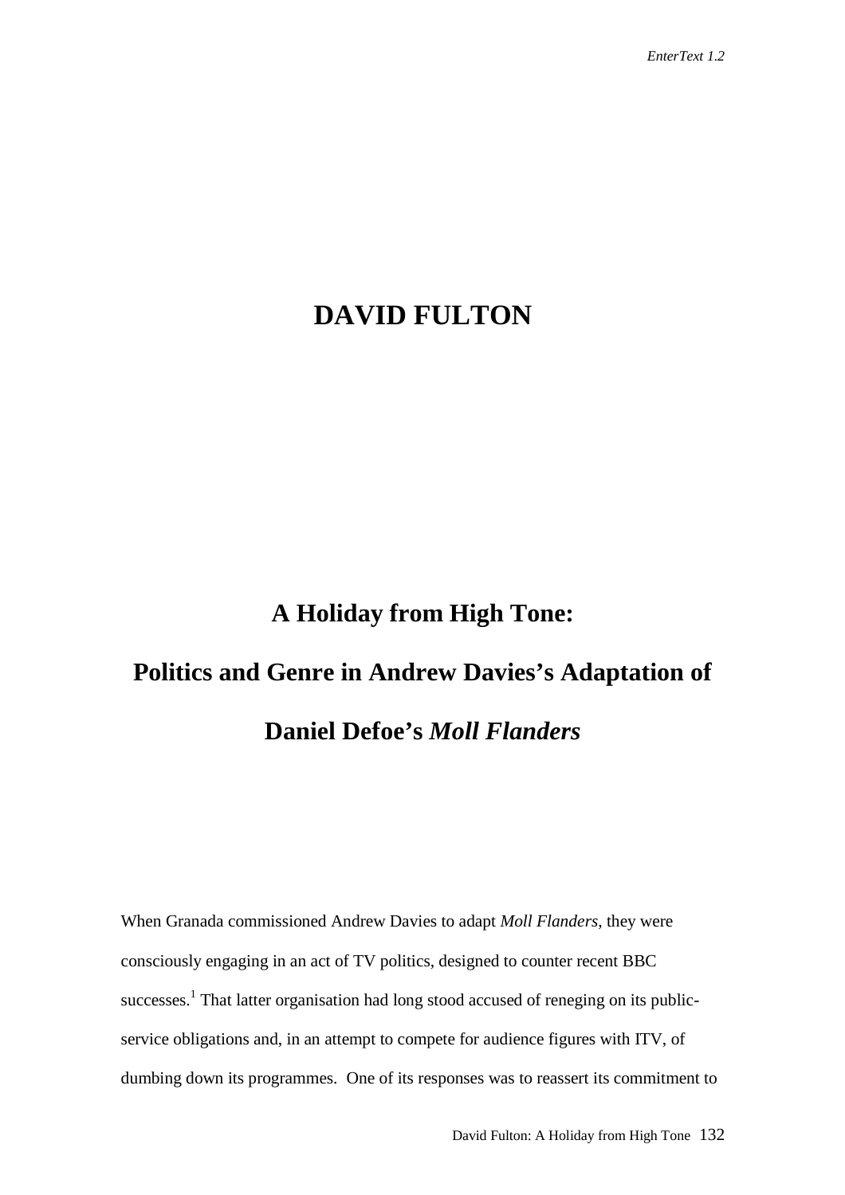# DAVID FULTON

## A Holiday from High Tone: Politics and Genre in Andrew Davies's Adaptation of Daniel Defoe's *Moll Flanders*

When Granada commissioned Andrew Davies to adapt *Moll Flanders*, they were consciously engaging in an act of TV politics, designed to counter recent BBC successes.[1] That latter organisation had long stood accused of reneging on its public-service obligations and, in an attempt to compete for audience figures with ITV, of dumbing down its programmes. One of its responses was to reassert its commitment to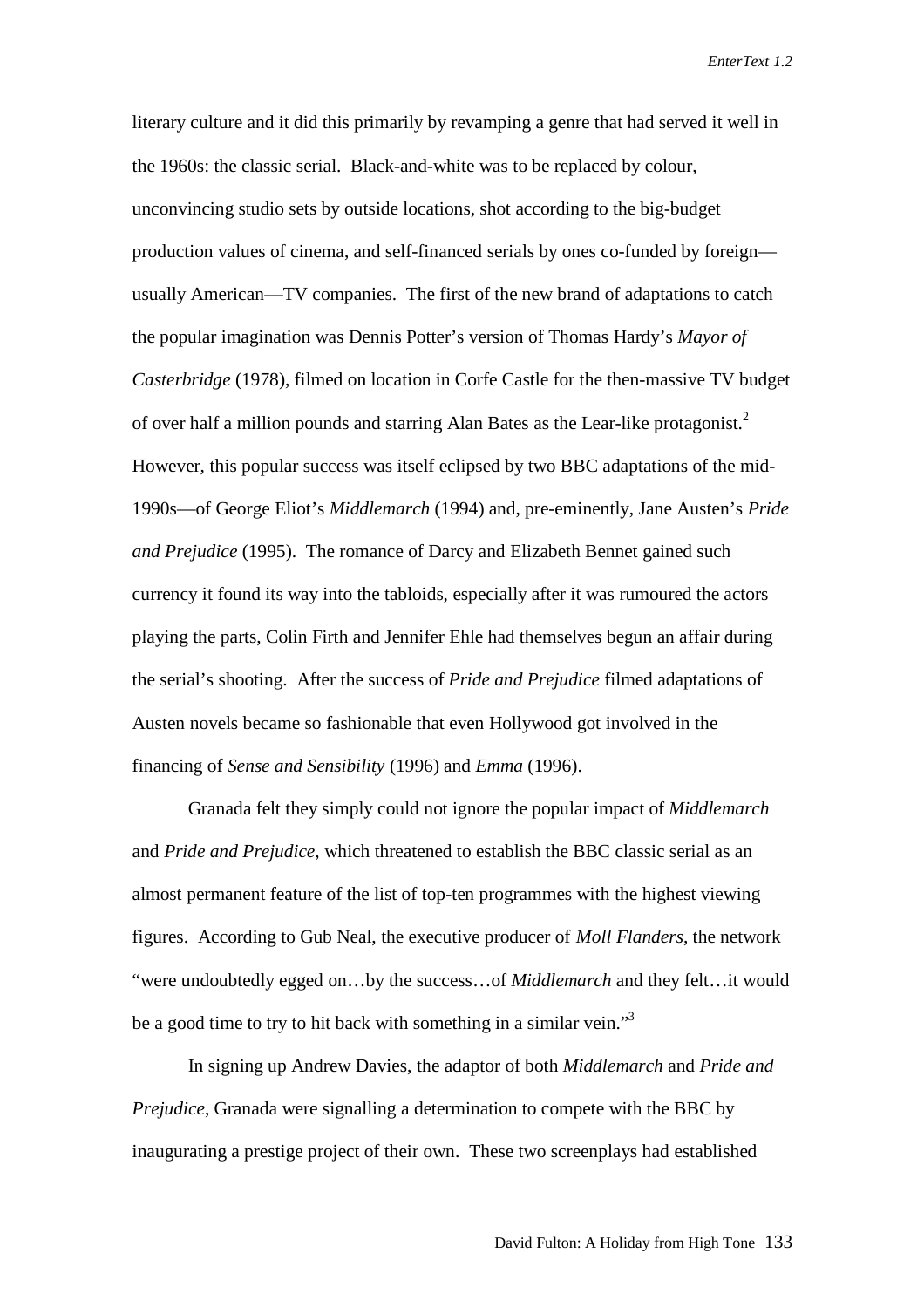literary culture and it did this primarily by revamping a genre that had served it well in the 1960s: the classic serial. Black-and-white was to be replaced by colour, unconvincing studio sets by outside locations, shot according to the big-budget production values of cinema, and self-financed serials by ones co-funded by foreign—usually American—TV companies. The first of the new brand of adaptations to catch the popular imagination was Dennis Potter's version of Thomas Hardy's *Mayor of Casterbridge* (1978), filmed on location in Corfe Castle for the then-massive TV budget of over half a million pounds and starring Alan Bates as the Lear-like protagonist.[2] However, this popular success was itself eclipsed by two BBC adaptations of the mid-1990s—of George Eliot's *Middlemarch* (1994) and, pre-eminently, Jane Austen's *Pride and Prejudice* (1995). The romance of Darcy and Elizabeth Bennet gained such currency it found its way into the tabloids, especially after it was rumoured the actors playing the parts, Colin Firth and Jennifer Ehle had themselves begun an affair during the serial's shooting. After the success of *Pride and Prejudice* filmed adaptations of Austen novels became so fashionable that even Hollywood got involved in the financing of *Sense and Sensibility* (1996) and *Emma* (1996).

Granada felt they simply could not ignore the popular impact of *Middlemarch* and *Pride and Prejudice*, which threatened to establish the BBC classic serial as an almost permanent feature of the list of top-ten programmes with the highest viewing figures. According to Gub Neal, the executive producer of *Moll Flanders*, the network "were undoubtedly egged on…by the success…of *Middlemarch* and they felt…it would be a good time to try to hit back with something in a similar vein."[3]

In signing up Andrew Davies, the adaptor of both *Middlemarch* and *Pride and Prejudice*, Granada were signalling a determination to compete with the BBC by inaugurating a prestige project of their own. These two screenplays had established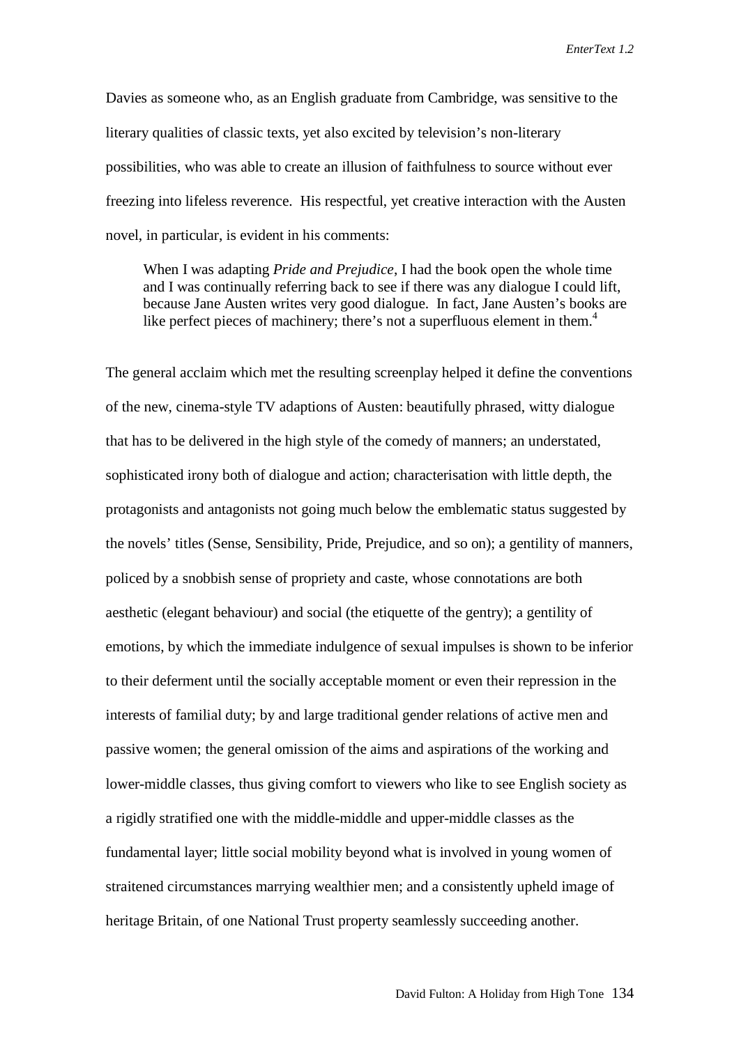Davies as someone who, as an English graduate from Cambridge, was sensitive to the literary qualities of classic texts, yet also excited by television's non-literary possibilities, who was able to create an illusion of faithfulness to source without ever freezing into lifeless reverence. His respectful, yet creative interaction with the Austen novel, in particular, is evident in his comments:

> When I was adapting *Pride and Prejudice*, I had the book open the whole time and I was continually referring back to see if there was any dialogue I could lift, because Jane Austen writes very good dialogue. In fact, Jane Austen's books are like perfect pieces of machinery; there's not a superfluous element in them.[4]

The general acclaim which met the resulting screenplay helped it define the conventions of the new, cinema-style TV adaptions of Austen: beautifully phrased, witty dialogue that has to be delivered in the high style of the comedy of manners; an understated, sophisticated irony both of dialogue and action; characterisation with little depth, the protagonists and antagonists not going much below the emblematic status suggested by the novels' titles (Sense, Sensibility, Pride, Prejudice, and so on); a gentility of manners, policed by a snobbish sense of propriety and caste, whose connotations are both aesthetic (elegant behaviour) and social (the etiquette of the gentry); a gentility of emotions, by which the immediate indulgence of sexual impulses is shown to be inferior to their deferment until the socially acceptable moment or even their repression in the interests of familial duty; by and large traditional gender relations of active men and passive women; the general omission of the aims and aspirations of the working and lower-middle classes, thus giving comfort to viewers who like to see English society as a rigidly stratified one with the middle-middle and upper-middle classes as the fundamental layer; little social mobility beyond what is involved in young women of straitened circumstances marrying wealthier men; and a consistently upheld image of heritage Britain, of one National Trust property seamlessly succeeding another.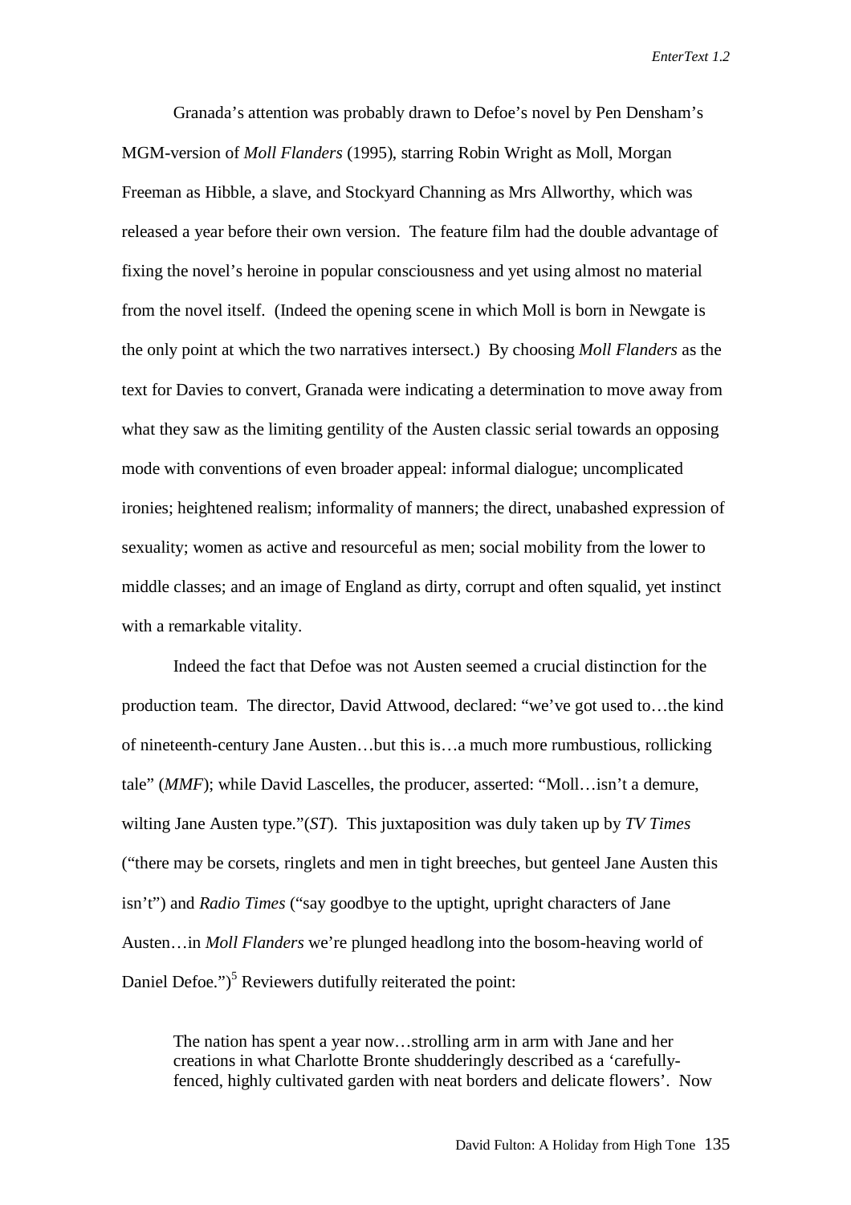Granada's attention was probably drawn to Defoe's novel by Pen Densham's MGM-version of *Moll Flanders* (1995), starring Robin Wright as Moll, Morgan Freeman as Hibble, a slave, and Stockyard Channing as Mrs Allworthy, which was released a year before their own version. The feature film had the double advantage of fixing the novel's heroine in popular consciousness and yet using almost no material from the novel itself. (Indeed the opening scene in which Moll is born in Newgate is the only point at which the two narratives intersect.) By choosing *Moll Flanders* as the text for Davies to convert, Granada were indicating a determination to move away from what they saw as the limiting gentility of the Austen classic serial towards an opposing mode with conventions of even broader appeal: informal dialogue; uncomplicated ironies; heightened realism; informality of manners; the direct, unabashed expression of sexuality; women as active and resourceful as men; social mobility from the lower to middle classes; and an image of England as dirty, corrupt and often squalid, yet instinct with a remarkable vitality.

Indeed the fact that Defoe was not Austen seemed a crucial distinction for the production team. The director, David Attwood, declared: "we've got used to…the kind of nineteenth-century Jane Austen…but this is…a much more rumbustious, rollicking tale" (*MMF*); while David Lascelles, the producer, asserted: "Moll…isn't a demure, wilting Jane Austen type."(*ST*). This juxtaposition was duly taken up by *TV Times* ("there may be corsets, ringlets and men in tight breeches, but genteel Jane Austen this isn't") and *Radio Times* ("say goodbye to the uptight, upright characters of Jane Austen…in *Moll Flanders* we're plunged headlong into the bosom-heaving world of Daniel Defoe.")[5] Reviewers dutifully reiterated the point:

> The nation has spent a year now…strolling arm in arm with Jane and her creations in what Charlotte Bronte shudderingly described as a 'carefully-fenced, highly cultivated garden with neat borders and delicate flowers'. Now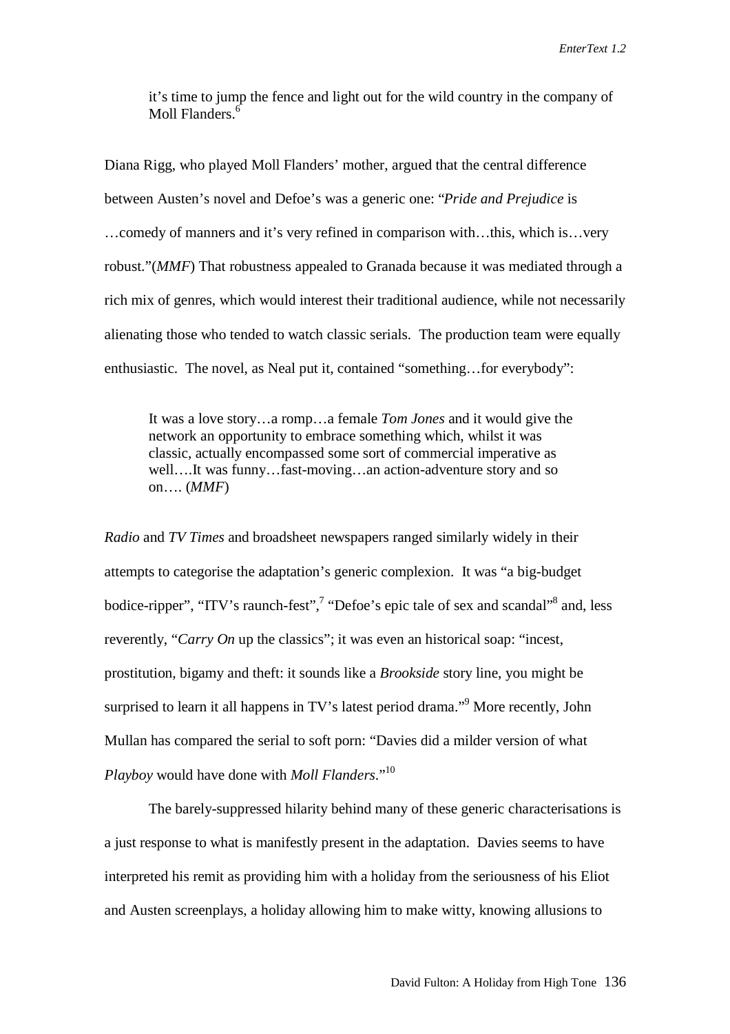> it's time to jump the fence and light out for the wild country in the company of Moll Flanders.[6]

Diana Rigg, who played Moll Flanders' mother, argued that the central difference between Austen's novel and Defoe's was a generic one: "*Pride and Prejudice* is …comedy of manners and it's very refined in comparison with…this, which is…very robust."(*MMF*) That robustness appealed to Granada because it was mediated through a rich mix of genres, which would interest their traditional audience, while not necessarily alienating those who tended to watch classic serials. The production team were equally enthusiastic. The novel, as Neal put it, contained "something…for everybody":

> It was a love story…a romp…a female *Tom Jones* and it would give the network an opportunity to embrace something which, whilst it was classic, actually encompassed some sort of commercial imperative as well….It was funny…fast-moving…an action-adventure story and so on…. (*MMF*)

*Radio* and *TV Times* and broadsheet newspapers ranged similarly widely in their attempts to categorise the adaptation's generic complexion. It was "a big-budget bodice-ripper", "ITV's raunch-fest",[7] "Defoe's epic tale of sex and scandal"[8] and, less reverently, "*Carry On* up the classics"; it was even an historical soap: "incest, prostitution, bigamy and theft: it sounds like a *Brookside* story line, you might be surprised to learn it all happens in TV's latest period drama."[9] More recently, John Mullan has compared the serial to soft porn: "Davies did a milder version of what *Playboy* would have done with *Moll Flanders*."[10]

The barely-suppressed hilarity behind many of these generic characterisations is a just response to what is manifestly present in the adaptation. Davies seems to have interpreted his remit as providing him with a holiday from the seriousness of his Eliot and Austen screenplays, a holiday allowing him to make witty, knowing allusions to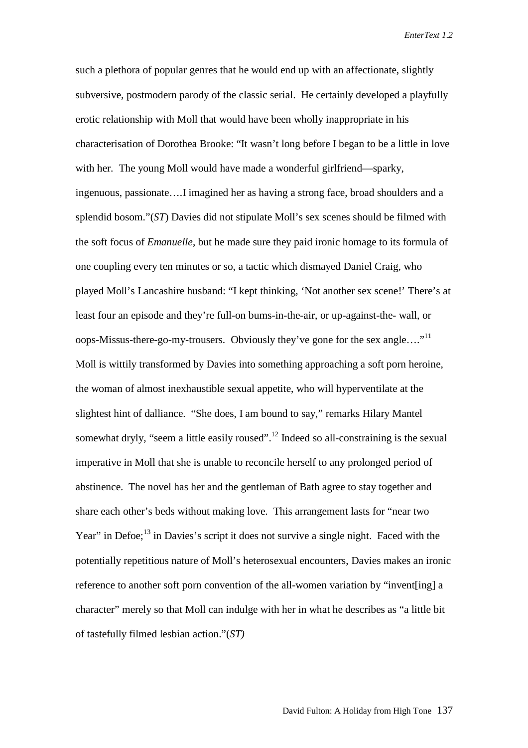such a plethora of popular genres that he would end up with an affectionate, slightly subversive, postmodern parody of the classic serial. He certainly developed a playfully erotic relationship with Moll that would have been wholly inappropriate in his characterisation of Dorothea Brooke: "It wasn't long before I began to be a little in love with her. The young Moll would have made a wonderful girlfriend—sparky, ingenuous, passionate….I imagined her as having a strong face, broad shoulders and a splendid bosom."(*ST*) Davies did not stipulate Moll's sex scenes should be filmed with the soft focus of *Emanuelle*, but he made sure they paid ironic homage to its formula of one coupling every ten minutes or so, a tactic which dismayed Daniel Craig, who played Moll's Lancashire husband: "I kept thinking, 'Not another sex scene!' There's at least four an episode and they're full-on bums-in-the-air, or up-against-the- wall, or oops-Missus-there-go-my-trousers. Obviously they've gone for the sex angle…."[11] Moll is wittily transformed by Davies into something approaching a soft porn heroine, the woman of almost inexhaustible sexual appetite, who will hyperventilate at the slightest hint of dalliance. "She does, I am bound to say," remarks Hilary Mantel somewhat dryly, "seem a little easily roused".[12] Indeed so all-constraining is the sexual imperative in Moll that she is unable to reconcile herself to any prolonged period of abstinence. The novel has her and the gentleman of Bath agree to stay together and share each other's beds without making love. This arrangement lasts for "near two Year" in Defoe;[13] in Davies's script it does not survive a single night. Faced with the potentially repetitious nature of Moll's heterosexual encounters, Davies makes an ironic reference to another soft porn convention of the all-women variation by "invent[ing] a character" merely so that Moll can indulge with her in what he describes as "a little bit of tastefully filmed lesbian action."(*ST)*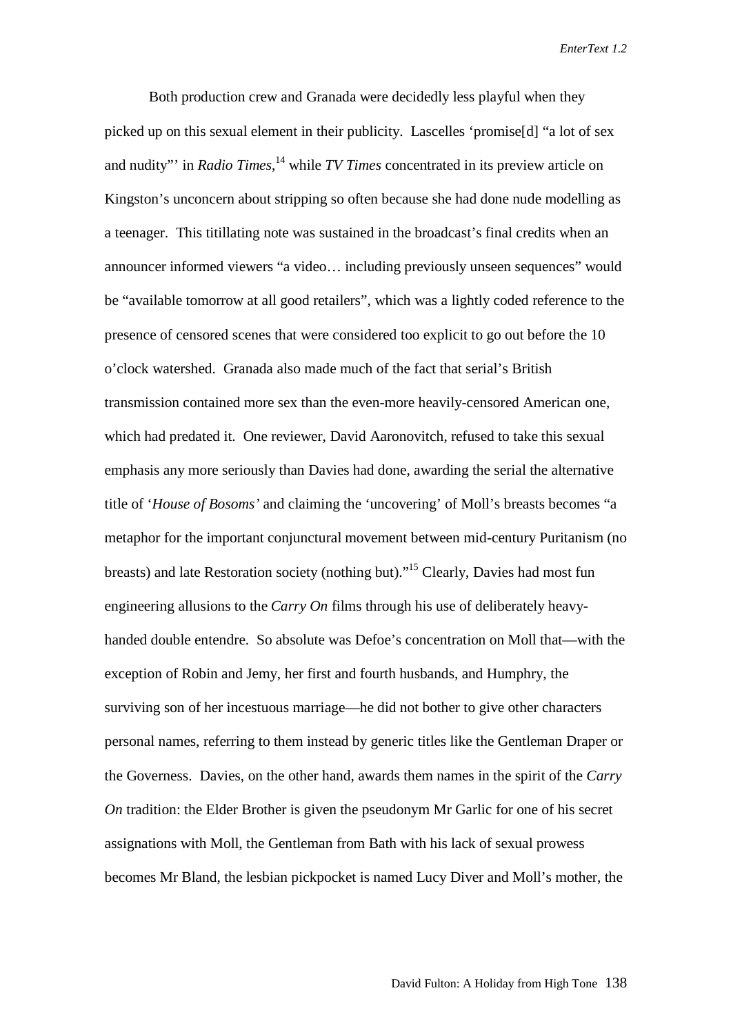Both production crew and Granada were decidedly less playful when they picked up on this sexual element in their publicity. Lascelles 'promise[d] "a lot of sex and nudity"' in *Radio Times*,[14] while *TV Times* concentrated in its preview article on Kingston's unconcern about stripping so often because she had done nude modelling as a teenager. This titillating note was sustained in the broadcast's final credits when an announcer informed viewers "a video… including previously unseen sequences" would be "available tomorrow at all good retailers", which was a lightly coded reference to the presence of censored scenes that were considered too explicit to go out before the 10 o'clock watershed. Granada also made much of the fact that serial's British transmission contained more sex than the even-more heavily-censored American one, which had predated it. One reviewer, David Aaronovitch, refused to take this sexual emphasis any more seriously than Davies had done, awarding the serial the alternative title of '*House of Bosoms'* and claiming the 'uncovering' of Moll's breasts becomes "a metaphor for the important conjunctural movement between mid-century Puritanism (no breasts) and late Restoration society (nothing but)."[15] Clearly, Davies had most fun engineering allusions to the *Carry On* films through his use of deliberately heavy-handed double entendre. So absolute was Defoe's concentration on Moll that—with the exception of Robin and Jemy, her first and fourth husbands, and Humphry, the surviving son of her incestuous marriage—he did not bother to give other characters personal names, referring to them instead by generic titles like the Gentleman Draper or the Governess. Davies, on the other hand, awards them names in the spirit of the *Carry On* tradition: the Elder Brother is given the pseudonym Mr Garlic for one of his secret assignations with Moll, the Gentleman from Bath with his lack of sexual prowess becomes Mr Bland, the lesbian pickpocket is named Lucy Diver and Moll's mother, the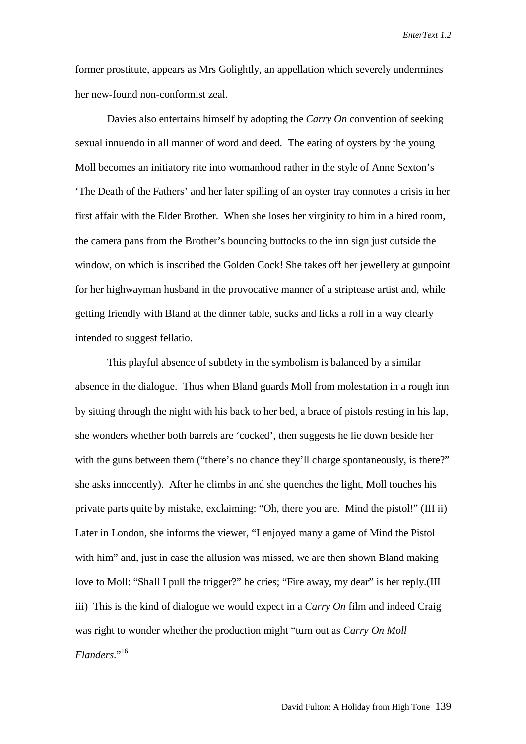former prostitute, appears as Mrs Golightly, an appellation which severely undermines her new-found non-conformist zeal.

Davies also entertains himself by adopting the *Carry On* convention of seeking sexual innuendo in all manner of word and deed. The eating of oysters by the young Moll becomes an initiatory rite into womanhood rather in the style of Anne Sexton's 'The Death of the Fathers' and her later spilling of an oyster tray connotes a crisis in her first affair with the Elder Brother. When she loses her virginity to him in a hired room, the camera pans from the Brother's bouncing buttocks to the inn sign just outside the window, on which is inscribed the Golden Cock! She takes off her jewellery at gunpoint for her highwayman husband in the provocative manner of a striptease artist and, while getting friendly with Bland at the dinner table, sucks and licks a roll in a way clearly intended to suggest fellatio.

This playful absence of subtlety in the symbolism is balanced by a similar absence in the dialogue. Thus when Bland guards Moll from molestation in a rough inn by sitting through the night with his back to her bed, a brace of pistols resting in his lap, she wonders whether both barrels are 'cocked', then suggests he lie down beside her with the guns between them ("there's no chance they'll charge spontaneously, is there?" she asks innocently). After he climbs in and she quenches the light, Moll touches his private parts quite by mistake, exclaiming: "Oh, there you are. Mind the pistol!" (III ii) Later in London, she informs the viewer, "I enjoyed many a game of Mind the Pistol with him" and, just in case the allusion was missed, we are then shown Bland making love to Moll: "Shall I pull the trigger?" he cries; "Fire away, my dear" is her reply.(III iii) This is the kind of dialogue we would expect in a *Carry On* film and indeed Craig was right to wonder whether the production might "turn out as *Carry On Moll Flanders*."[16]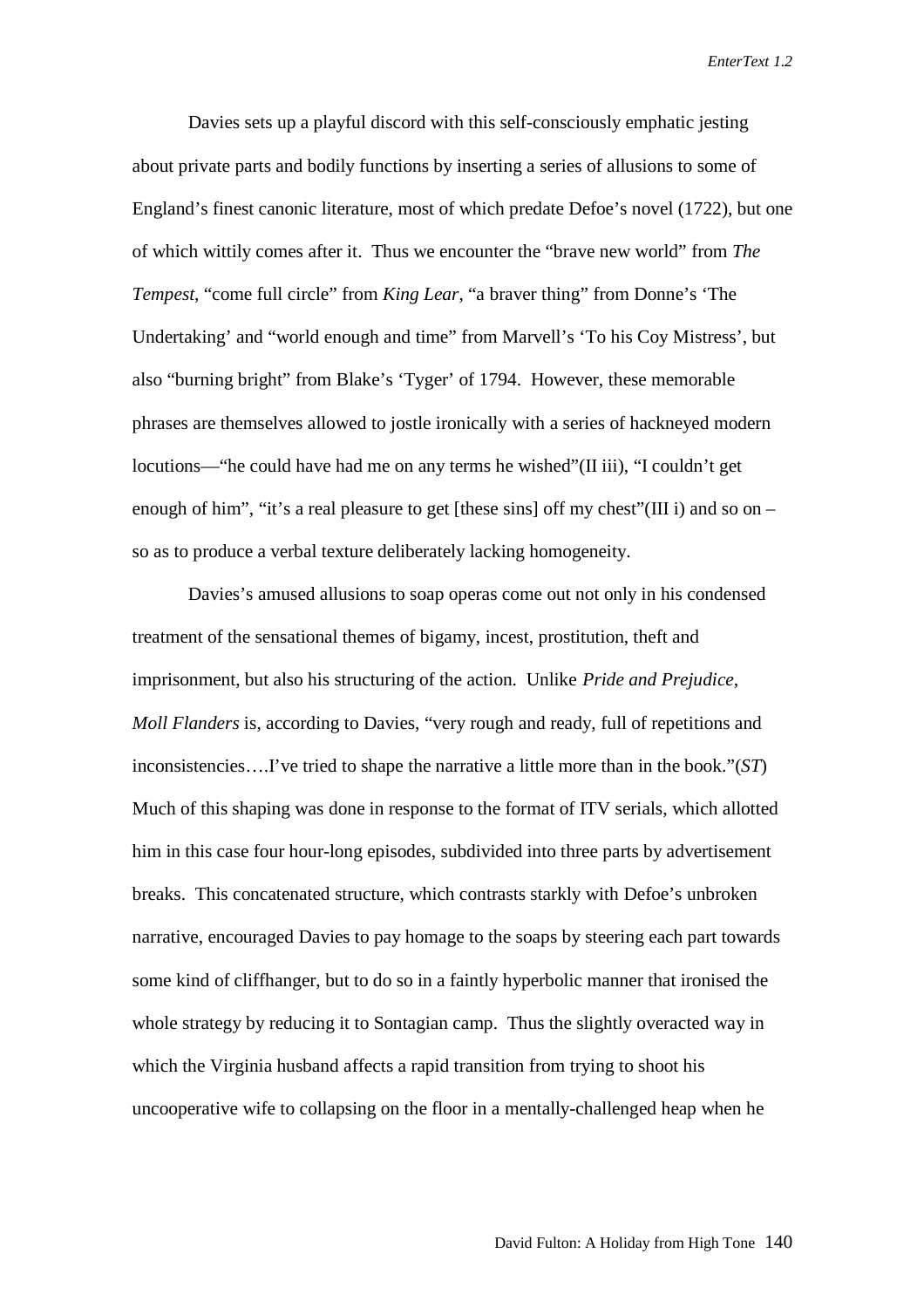Davies sets up a playful discord with this self-consciously emphatic jesting about private parts and bodily functions by inserting a series of allusions to some of England's finest canonic literature, most of which predate Defoe's novel (1722), but one of which wittily comes after it. Thus we encounter the "brave new world" from *The Tempest*, "come full circle" from *King Lear*, "a braver thing" from Donne's 'The Undertaking' and "world enough and time" from Marvell's 'To his Coy Mistress', but also "burning bright" from Blake's 'Tyger' of 1794. However, these memorable phrases are themselves allowed to jostle ironically with a series of hackneyed modern locutions—"he could have had me on any terms he wished"(II iii), "I couldn't get enough of him", "it's a real pleasure to get [these sins] off my chest"(III i) and so on – so as to produce a verbal texture deliberately lacking homogeneity.

Davies's amused allusions to soap operas come out not only in his condensed treatment of the sensational themes of bigamy, incest, prostitution, theft and imprisonment, but also his structuring of the action. Unlike *Pride and Prejudice*, *Moll Flanders* is, according to Davies, "very rough and ready, full of repetitions and inconsistencies….I've tried to shape the narrative a little more than in the book."(*ST*) Much of this shaping was done in response to the format of ITV serials, which allotted him in this case four hour-long episodes, subdivided into three parts by advertisement breaks. This concatenated structure, which contrasts starkly with Defoe's unbroken narrative, encouraged Davies to pay homage to the soaps by steering each part towards some kind of cliffhanger, but to do so in a faintly hyperbolic manner that ironised the whole strategy by reducing it to Sontagian camp. Thus the slightly overacted way in which the Virginia husband affects a rapid transition from trying to shoot his uncooperative wife to collapsing on the floor in a mentally-challenged heap when he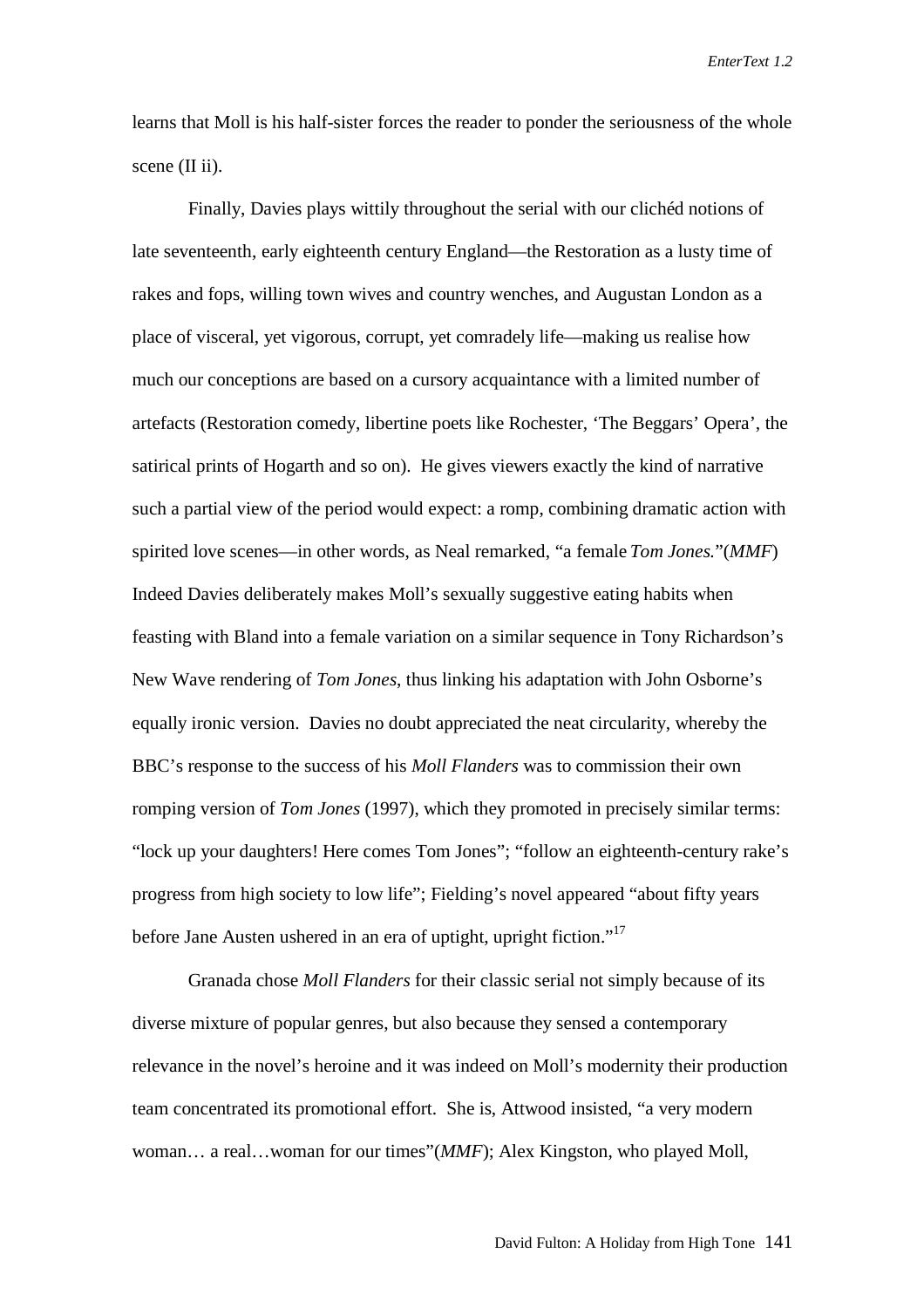learns that Moll is his half-sister forces the reader to ponder the seriousness of the whole scene (II ii).

Finally, Davies plays wittily throughout the serial with our clichéd notions of late seventeenth, early eighteenth century England—the Restoration as a lusty time of rakes and fops, willing town wives and country wenches, and Augustan London as a place of visceral, yet vigorous, corrupt, yet comradely life—making us realise how much our conceptions are based on a cursory acquaintance with a limited number of artefacts (Restoration comedy, libertine poets like Rochester, 'The Beggars' Opera', the satirical prints of Hogarth and so on). He gives viewers exactly the kind of narrative such a partial view of the period would expect: a romp, combining dramatic action with spirited love scenes—in other words, as Neal remarked, "a female *Tom Jones.*"(*MMF*) Indeed Davies deliberately makes Moll's sexually suggestive eating habits when feasting with Bland into a female variation on a similar sequence in Tony Richardson's New Wave rendering of *Tom Jones*, thus linking his adaptation with John Osborne's equally ironic version. Davies no doubt appreciated the neat circularity, whereby the BBC's response to the success of his *Moll Flanders* was to commission their own romping version of *Tom Jones* (1997), which they promoted in precisely similar terms: "lock up your daughters! Here comes Tom Jones"; "follow an eighteenth-century rake's progress from high society to low life"; Fielding's novel appeared "about fifty years before Jane Austen ushered in an era of uptight, upright fiction."[17]

Granada chose *Moll Flanders* for their classic serial not simply because of its diverse mixture of popular genres, but also because they sensed a contemporary relevance in the novel's heroine and it was indeed on Moll's modernity their production team concentrated its promotional effort. She is, Attwood insisted, "a very modern woman… a real…woman for our times"(*MMF*); Alex Kingston, who played Moll,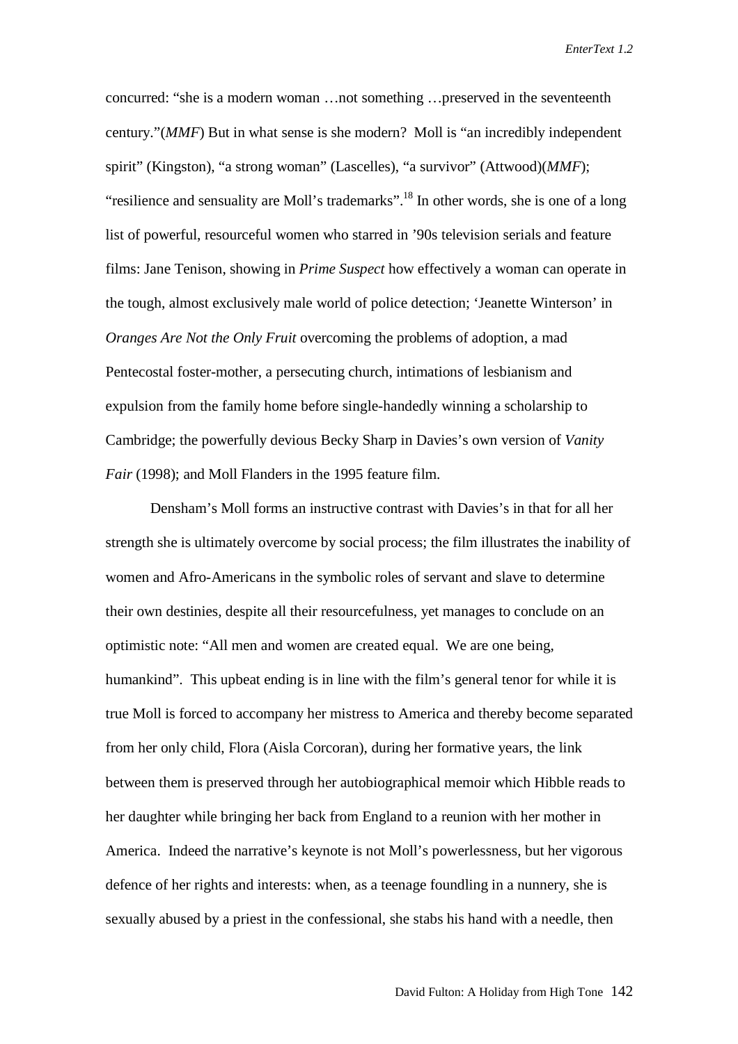concurred: "she is a modern woman …not something …preserved in the seventeenth century."(*MMF*) But in what sense is she modern? Moll is "an incredibly independent spirit" (Kingston), "a strong woman" (Lascelles), "a survivor" (Attwood)(*MMF*); "resilience and sensuality are Moll's trademarks".[18] In other words, she is one of a long list of powerful, resourceful women who starred in '90s television serials and feature films: Jane Tenison, showing in *Prime Suspect* how effectively a woman can operate in the tough, almost exclusively male world of police detection; 'Jeanette Winterson' in *Oranges Are Not the Only Fruit* overcoming the problems of adoption, a mad Pentecostal foster-mother, a persecuting church, intimations of lesbianism and expulsion from the family home before single-handedly winning a scholarship to Cambridge; the powerfully devious Becky Sharp in Davies's own version of *Vanity Fair* (1998); and Moll Flanders in the 1995 feature film.

Densham's Moll forms an instructive contrast with Davies's in that for all her strength she is ultimately overcome by social process; the film illustrates the inability of women and Afro-Americans in the symbolic roles of servant and slave to determine their own destinies, despite all their resourcefulness, yet manages to conclude on an optimistic note: "All men and women are created equal. We are one being, humankind". This upbeat ending is in line with the film's general tenor for while it is true Moll is forced to accompany her mistress to America and thereby become separated from her only child, Flora (Aisla Corcoran), during her formative years, the link between them is preserved through her autobiographical memoir which Hibble reads to her daughter while bringing her back from England to a reunion with her mother in America. Indeed the narrative's keynote is not Moll's powerlessness, but her vigorous defence of her rights and interests: when, as a teenage foundling in a nunnery, she is sexually abused by a priest in the confessional, she stabs his hand with a needle, then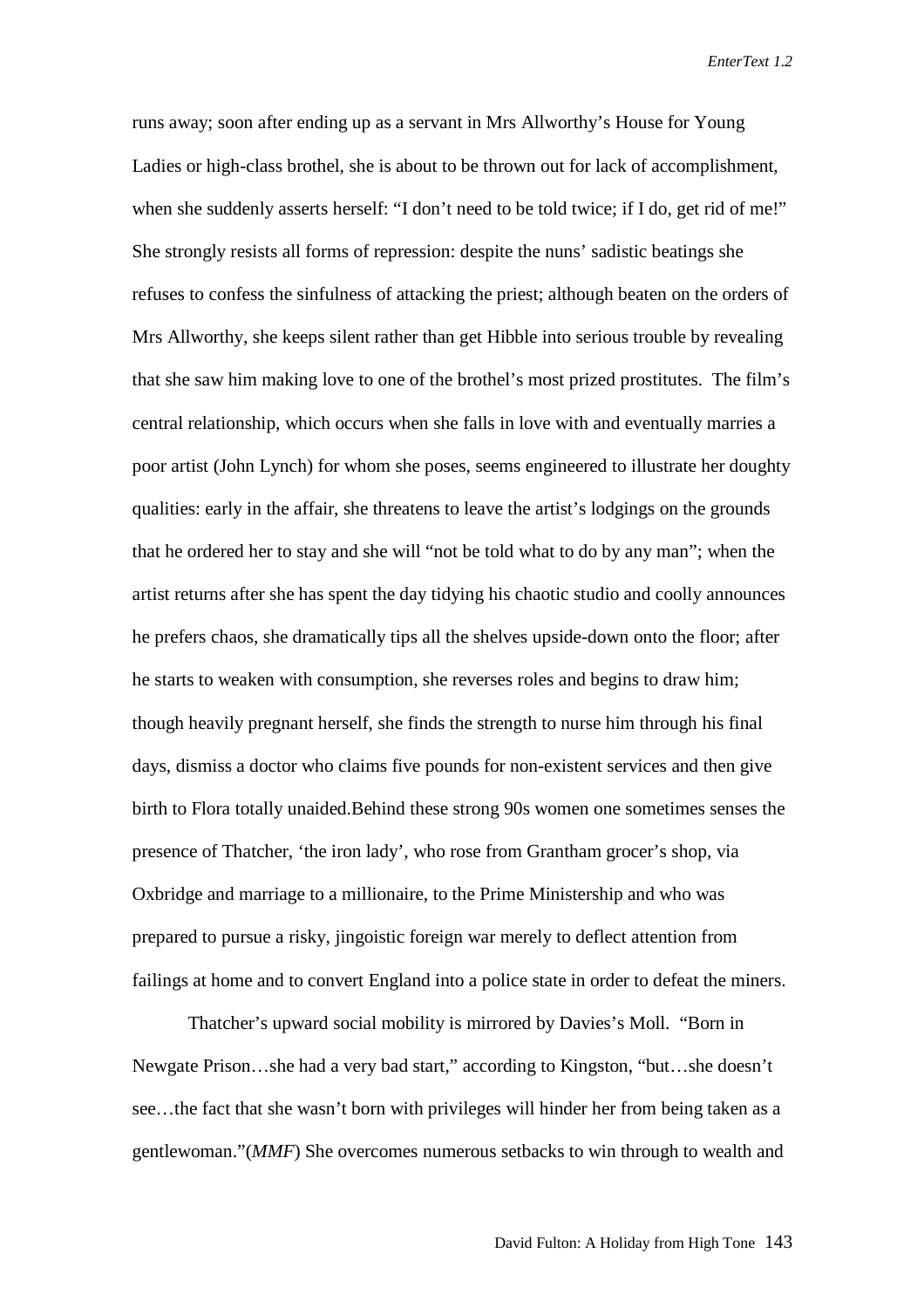runs away; soon after ending up as a servant in Mrs Allworthy's House for Young Ladies or high-class brothel, she is about to be thrown out for lack of accomplishment, when she suddenly asserts herself: "I don't need to be told twice; if I do, get rid of me!" She strongly resists all forms of repression: despite the nuns' sadistic beatings she refuses to confess the sinfulness of attacking the priest; although beaten on the orders of Mrs Allworthy, she keeps silent rather than get Hibble into serious trouble by revealing that she saw him making love to one of the brothel's most prized prostitutes. The film's central relationship, which occurs when she falls in love with and eventually marries a poor artist (John Lynch) for whom she poses, seems engineered to illustrate her doughty qualities: early in the affair, she threatens to leave the artist's lodgings on the grounds that he ordered her to stay and she will "not be told what to do by any man"; when the artist returns after she has spent the day tidying his chaotic studio and coolly announces he prefers chaos, she dramatically tips all the shelves upside-down onto the floor; after he starts to weaken with consumption, she reverses roles and begins to draw him; though heavily pregnant herself, she finds the strength to nurse him through his final days, dismiss a doctor who claims five pounds for non-existent services and then give birth to Flora totally unaided.Behind these strong 90s women one sometimes senses the presence of Thatcher, 'the iron lady', who rose from Grantham grocer's shop, via Oxbridge and marriage to a millionaire, to the Prime Ministership and who was prepared to pursue a risky, jingoistic foreign war merely to deflect attention from failings at home and to convert England into a police state in order to defeat the miners.

Thatcher's upward social mobility is mirrored by Davies's Moll. "Born in Newgate Prison…she had a very bad start," according to Kingston, "but…she doesn't see…the fact that she wasn't born with privileges will hinder her from being taken as a gentlewoman."(*MMF*) She overcomes numerous setbacks to win through to wealth and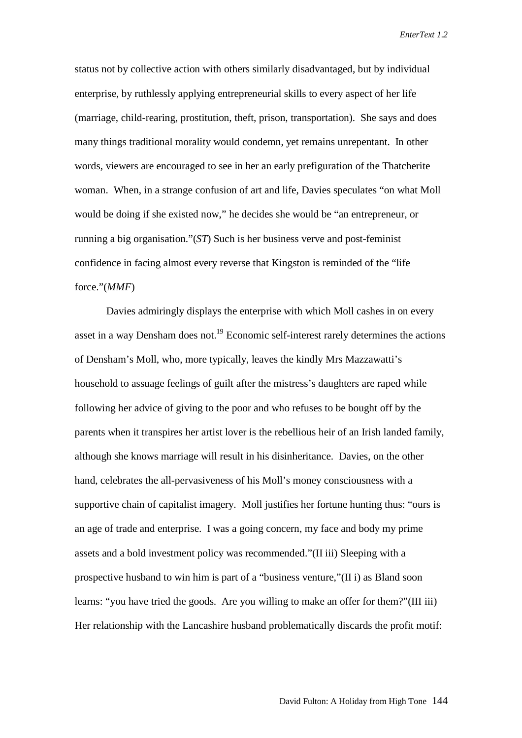status not by collective action with others similarly disadvantaged, but by individual enterprise, by ruthlessly applying entrepreneurial skills to every aspect of her life (marriage, child-rearing, prostitution, theft, prison, transportation). She says and does many things traditional morality would condemn, yet remains unrepentant. In other words, viewers are encouraged to see in her an early prefiguration of the Thatcherite woman. When, in a strange confusion of art and life, Davies speculates "on what Moll would be doing if she existed now," he decides she would be "an entrepreneur, or running a big organisation."(*ST*) Such is her business verve and post-feminist confidence in facing almost every reverse that Kingston is reminded of the "life force."(*MMF*)

Davies admiringly displays the enterprise with which Moll cashes in on every asset in a way Densham does not.[19] Economic self-interest rarely determines the actions of Densham's Moll, who, more typically, leaves the kindly Mrs Mazzawatti's household to assuage feelings of guilt after the mistress's daughters are raped while following her advice of giving to the poor and who refuses to be bought off by the parents when it transpires her artist lover is the rebellious heir of an Irish landed family, although she knows marriage will result in his disinheritance. Davies, on the other hand, celebrates the all-pervasiveness of his Moll's money consciousness with a supportive chain of capitalist imagery. Moll justifies her fortune hunting thus: "ours is an age of trade and enterprise. I was a going concern, my face and body my prime assets and a bold investment policy was recommended."(II iii) Sleeping with a prospective husband to win him is part of a "business venture,"(II i) as Bland soon learns: "you have tried the goods. Are you willing to make an offer for them?"(III iii) Her relationship with the Lancashire husband problematically discards the profit motif: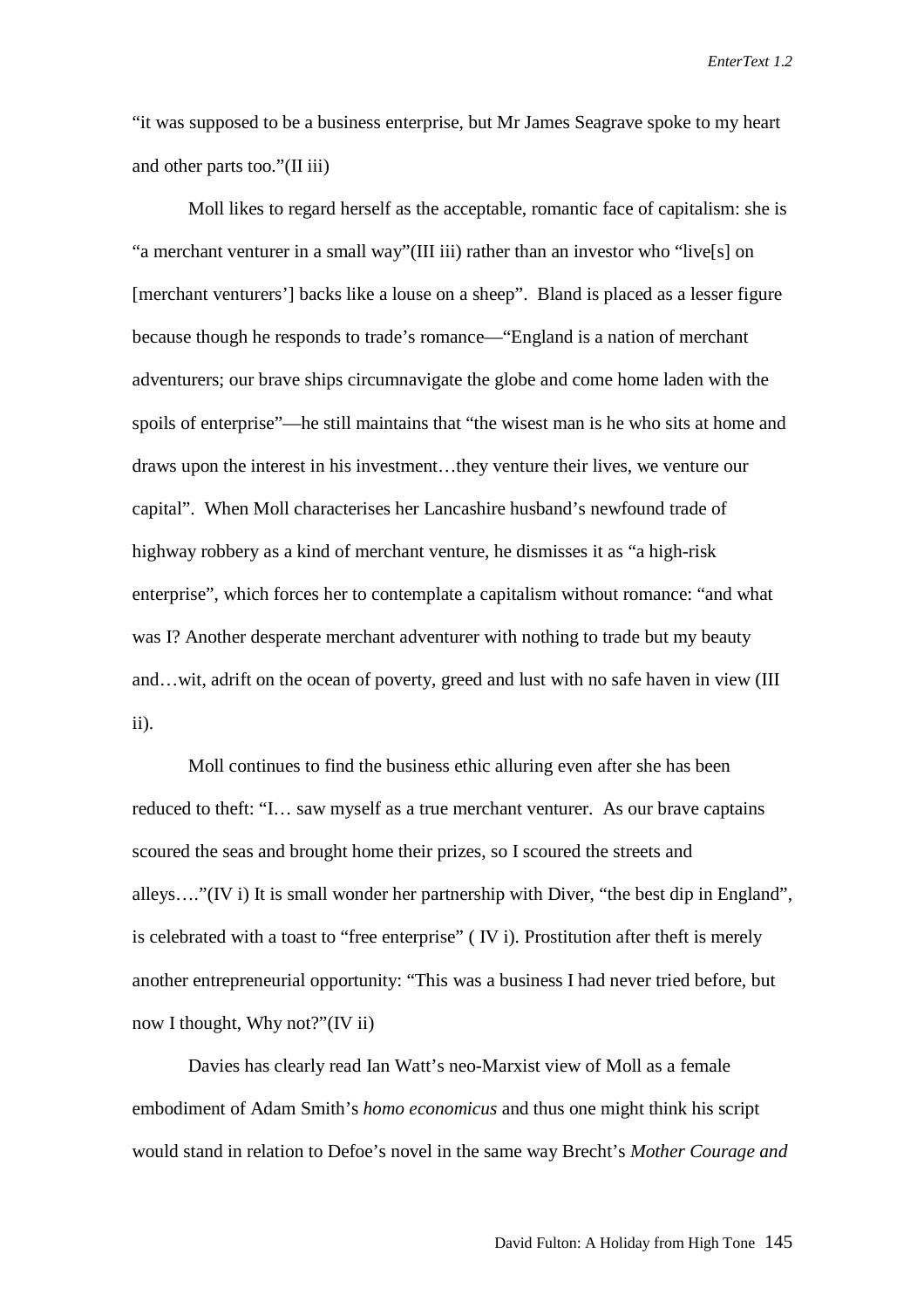"it was supposed to be a business enterprise, but Mr James Seagrave spoke to my heart and other parts too."(II iii)

Moll likes to regard herself as the acceptable, romantic face of capitalism: she is "a merchant venturer in a small way"(III iii) rather than an investor who "live[s] on [merchant venturers'] backs like a louse on a sheep". Bland is placed as a lesser figure because though he responds to trade's romance—"England is a nation of merchant adventurers; our brave ships circumnavigate the globe and come home laden with the spoils of enterprise"—he still maintains that "the wisest man is he who sits at home and draws upon the interest in his investment…they venture their lives, we venture our capital". When Moll characterises her Lancashire husband's newfound trade of highway robbery as a kind of merchant venture, he dismisses it as "a high-risk enterprise", which forces her to contemplate a capitalism without romance: "and what was I? Another desperate merchant adventurer with nothing to trade but my beauty and…wit, adrift on the ocean of poverty, greed and lust with no safe haven in view (III ii).

Moll continues to find the business ethic alluring even after she has been reduced to theft: "I… saw myself as a true merchant venturer. As our brave captains scoured the seas and brought home their prizes, so I scoured the streets and alleys…."(IV i) It is small wonder her partnership with Diver, "the best dip in England", is celebrated with a toast to "free enterprise" ( IV i). Prostitution after theft is merely another entrepreneurial opportunity: "This was a business I had never tried before, but now I thought, Why not?"(IV ii)

Davies has clearly read Ian Watt's neo-Marxist view of Moll as a female embodiment of Adam Smith's *homo economicus* and thus one might think his script would stand in relation to Defoe's novel in the same way Brecht's *Mother Courage and*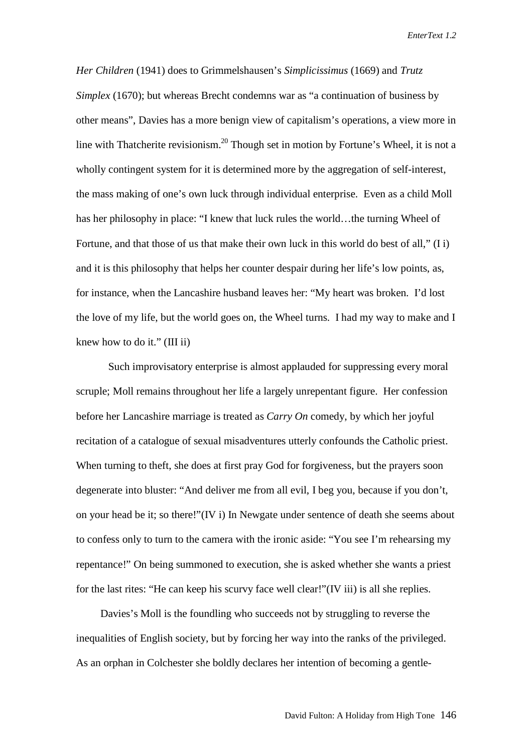*Her Children* (1941) does to Grimmelshausen's *Simplicissimus* (1669) and *Trutz Simplex* (1670); but whereas Brecht condemns war as "a continuation of business by other means", Davies has a more benign view of capitalism's operations, a view more in line with Thatcherite revisionism.[20] Though set in motion by Fortune's Wheel, it is not a wholly contingent system for it is determined more by the aggregation of self-interest, the mass making of one's own luck through individual enterprise. Even as a child Moll has her philosophy in place: "I knew that luck rules the world…the turning Wheel of Fortune, and that those of us that make their own luck in this world do best of all," (I i) and it is this philosophy that helps her counter despair during her life's low points, as, for instance, when the Lancashire husband leaves her: "My heart was broken. I'd lost the love of my life, but the world goes on, the Wheel turns. I had my way to make and I knew how to do it." (III ii)

Such improvisatory enterprise is almost applauded for suppressing every moral scruple; Moll remains throughout her life a largely unrepentant figure. Her confession before her Lancashire marriage is treated as *Carry On* comedy, by which her joyful recitation of a catalogue of sexual misadventures utterly confounds the Catholic priest. When turning to theft, she does at first pray God for forgiveness, but the prayers soon degenerate into bluster: "And deliver me from all evil, I beg you, because if you don't, on your head be it; so there!"(IV i) In Newgate under sentence of death she seems about to confess only to turn to the camera with the ironic aside: "You see I'm rehearsing my repentance!" On being summoned to execution, she is asked whether she wants a priest for the last rites: "He can keep his scurvy face well clear!"(IV iii) is all she replies.

Davies's Moll is the foundling who succeeds not by struggling to reverse the inequalities of English society, but by forcing her way into the ranks of the privileged. As an orphan in Colchester she boldly declares her intention of becoming a gentle-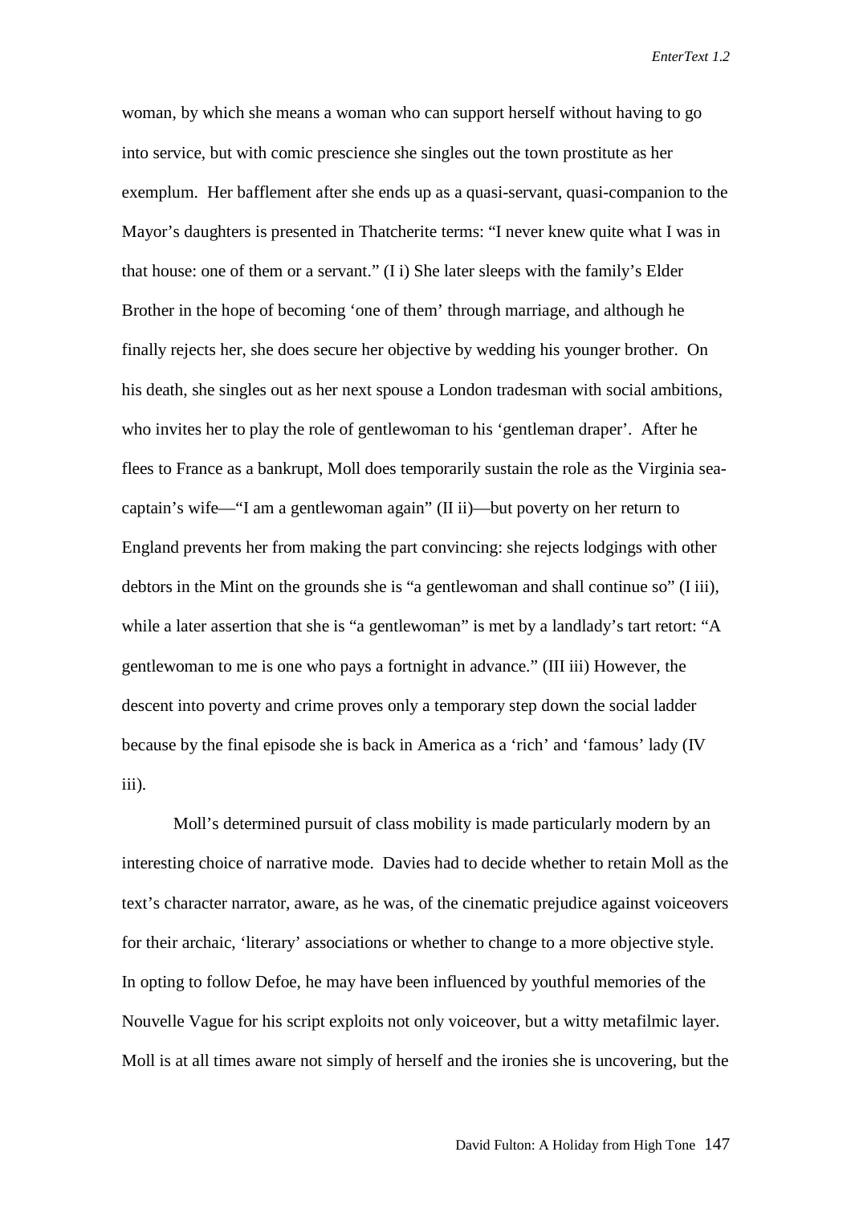woman, by which she means a woman who can support herself without having to go into service, but with comic prescience she singles out the town prostitute as her exemplum. Her bafflement after she ends up as a quasi-servant, quasi-companion to the Mayor's daughters is presented in Thatcherite terms: "I never knew quite what I was in that house: one of them or a servant." (I i) She later sleeps with the family's Elder Brother in the hope of becoming 'one of them' through marriage, and although he finally rejects her, she does secure her objective by wedding his younger brother. On his death, she singles out as her next spouse a London tradesman with social ambitions, who invites her to play the role of gentlewoman to his 'gentleman draper'. After he flees to France as a bankrupt, Moll does temporarily sustain the role as the Virginia sea-captain's wife—"I am a gentlewoman again" (II ii)—but poverty on her return to England prevents her from making the part convincing: she rejects lodgings with other debtors in the Mint on the grounds she is "a gentlewoman and shall continue so" (I iii), while a later assertion that she is "a gentlewoman" is met by a landlady's tart retort: "A gentlewoman to me is one who pays a fortnight in advance." (III iii) However, the descent into poverty and crime proves only a temporary step down the social ladder because by the final episode she is back in America as a 'rich' and 'famous' lady (IV iii).

Moll's determined pursuit of class mobility is made particularly modern by an interesting choice of narrative mode. Davies had to decide whether to retain Moll as the text's character narrator, aware, as he was, of the cinematic prejudice against voiceovers for their archaic, 'literary' associations or whether to change to a more objective style. In opting to follow Defoe, he may have been influenced by youthful memories of the Nouvelle Vague for his script exploits not only voiceover, but a witty metafilmic layer. Moll is at all times aware not simply of herself and the ironies she is uncovering, but the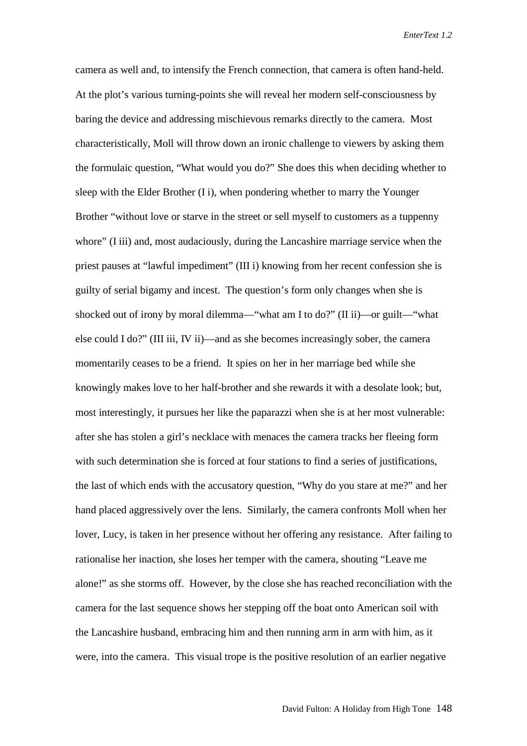camera as well and, to intensify the French connection, that camera is often hand-held. At the plot's various turning-points she will reveal her modern self-consciousness by baring the device and addressing mischievous remarks directly to the camera. Most characteristically, Moll will throw down an ironic challenge to viewers by asking them the formulaic question, "What would you do?" She does this when deciding whether to sleep with the Elder Brother (I i), when pondering whether to marry the Younger Brother "without love or starve in the street or sell myself to customers as a tuppenny whore" (I iii) and, most audaciously, during the Lancashire marriage service when the priest pauses at "lawful impediment" (III i) knowing from her recent confession she is guilty of serial bigamy and incest. The question's form only changes when she is shocked out of irony by moral dilemma—"what am I to do?" (II ii)—or guilt—"what else could I do?" (III iii, IV ii)—and as she becomes increasingly sober, the camera momentarily ceases to be a friend. It spies on her in her marriage bed while she knowingly makes love to her half-brother and she rewards it with a desolate look; but, most interestingly, it pursues her like the paparazzi when she is at her most vulnerable: after she has stolen a girl's necklace with menaces the camera tracks her fleeing form with such determination she is forced at four stations to find a series of justifications, the last of which ends with the accusatory question, "Why do you stare at me?" and her hand placed aggressively over the lens. Similarly, the camera confronts Moll when her lover, Lucy, is taken in her presence without her offering any resistance. After failing to rationalise her inaction, she loses her temper with the camera, shouting "Leave me alone!" as she storms off. However, by the close she has reached reconciliation with the camera for the last sequence shows her stepping off the boat onto American soil with the Lancashire husband, embracing him and then running arm in arm with him, as it were, into the camera. This visual trope is the positive resolution of an earlier negative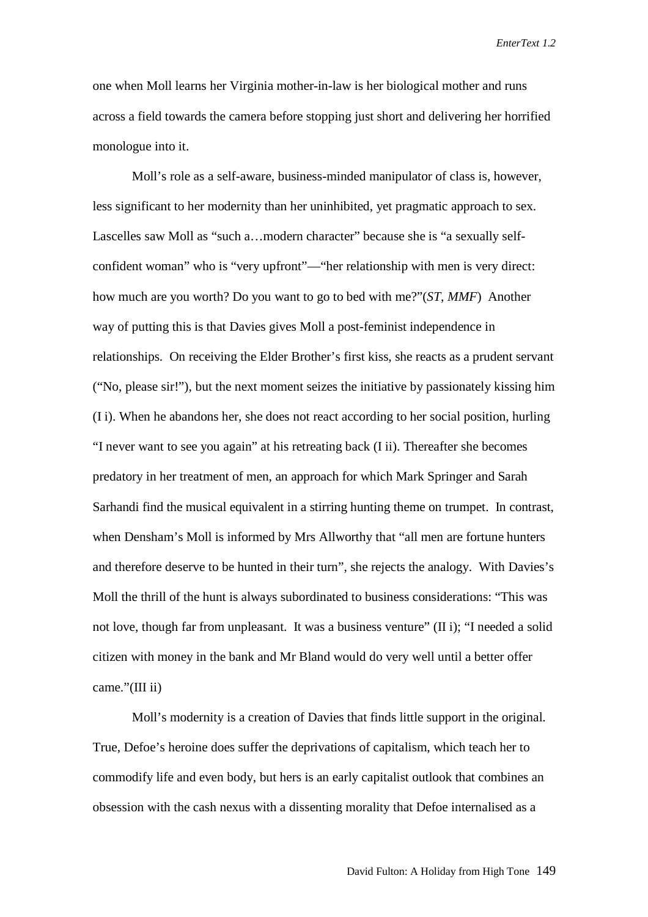one when Moll learns her Virginia mother-in-law is her biological mother and runs across a field towards the camera before stopping just short and delivering her horrified monologue into it.

Moll's role as a self-aware, business-minded manipulator of class is, however, less significant to her modernity than her uninhibited, yet pragmatic approach to sex. Lascelles saw Moll as "such a…modern character" because she is "a sexually self-confident woman" who is "very upfront"—"her relationship with men is very direct: how much are you worth? Do you want to go to bed with me?"(*ST*, *MMF*) Another way of putting this is that Davies gives Moll a post-feminist independence in relationships. On receiving the Elder Brother's first kiss, she reacts as a prudent servant ("No, please sir!"), but the next moment seizes the initiative by passionately kissing him (I i). When he abandons her, she does not react according to her social position, hurling "I never want to see you again" at his retreating back (I ii). Thereafter she becomes predatory in her treatment of men, an approach for which Mark Springer and Sarah Sarhandi find the musical equivalent in a stirring hunting theme on trumpet. In contrast, when Densham's Moll is informed by Mrs Allworthy that "all men are fortune hunters and therefore deserve to be hunted in their turn", she rejects the analogy. With Davies's Moll the thrill of the hunt is always subordinated to business considerations: "This was not love, though far from unpleasant. It was a business venture" (II i); "I needed a solid citizen with money in the bank and Mr Bland would do very well until a better offer came."(III ii)

Moll's modernity is a creation of Davies that finds little support in the original. True, Defoe's heroine does suffer the deprivations of capitalism, which teach her to commodify life and even body, but hers is an early capitalist outlook that combines an obsession with the cash nexus with a dissenting morality that Defoe internalised as a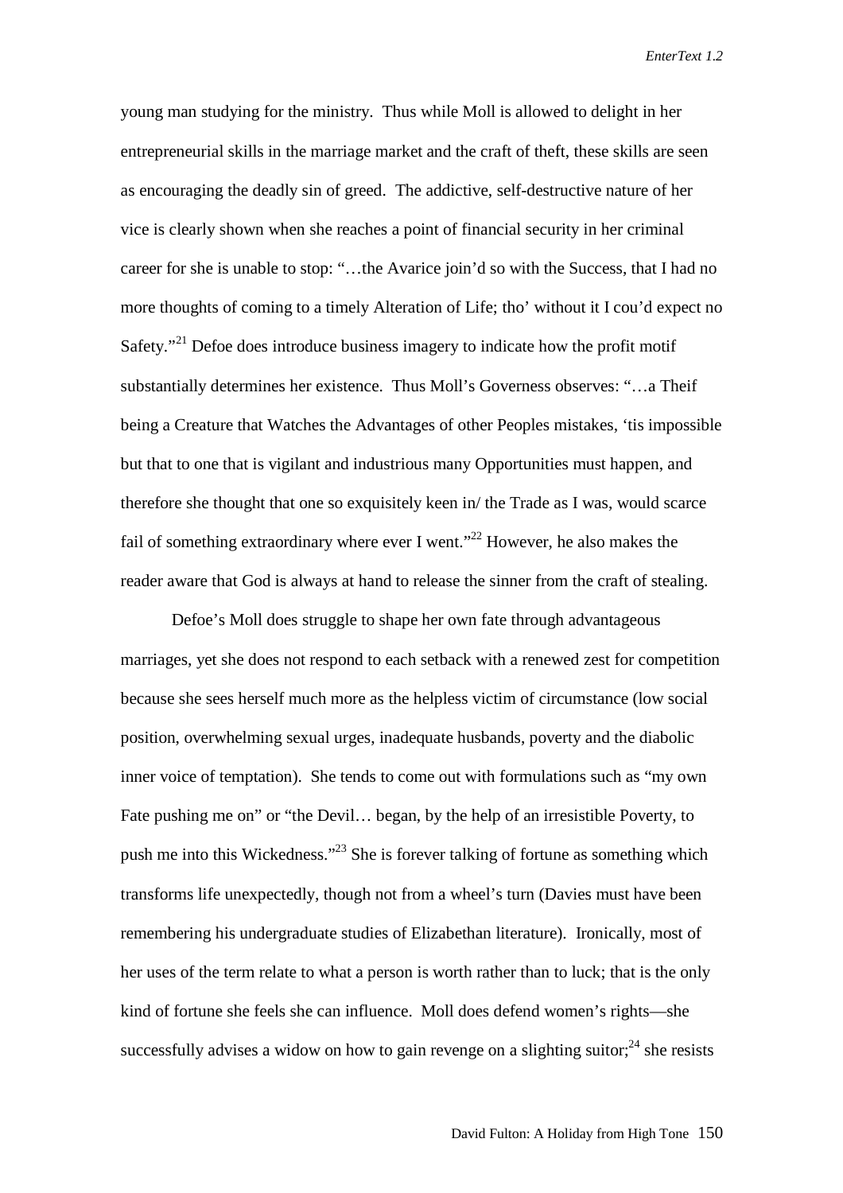young man studying for the ministry. Thus while Moll is allowed to delight in her entrepreneurial skills in the marriage market and the craft of theft, these skills are seen as encouraging the deadly sin of greed. The addictive, self-destructive nature of her vice is clearly shown when she reaches a point of financial security in her criminal career for she is unable to stop: "…the Avarice join'd so with the Success, that I had no more thoughts of coming to a timely Alteration of Life; tho' without it I cou'd expect no Safety."[21] Defoe does introduce business imagery to indicate how the profit motif substantially determines her existence. Thus Moll's Governess observes: "…a Theif being a Creature that Watches the Advantages of other Peoples mistakes, 'tis impossible but that to one that is vigilant and industrious many Opportunities must happen, and therefore she thought that one so exquisitely keen in/ the Trade as I was, would scarce fail of something extraordinary where ever I went."[22] However, he also makes the reader aware that God is always at hand to release the sinner from the craft of stealing.

Defoe's Moll does struggle to shape her own fate through advantageous marriages, yet she does not respond to each setback with a renewed zest for competition because she sees herself much more as the helpless victim of circumstance (low social position, overwhelming sexual urges, inadequate husbands, poverty and the diabolic inner voice of temptation). She tends to come out with formulations such as "my own Fate pushing me on" or "the Devil… began, by the help of an irresistible Poverty, to push me into this Wickedness."[23] She is forever talking of fortune as something which transforms life unexpectedly, though not from a wheel's turn (Davies must have been remembering his undergraduate studies of Elizabethan literature). Ironically, most of her uses of the term relate to what a person is worth rather than to luck; that is the only kind of fortune she feels she can influence. Moll does defend women's rights—she successfully advises a widow on how to gain revenge on a slighting suitor;[24] she resists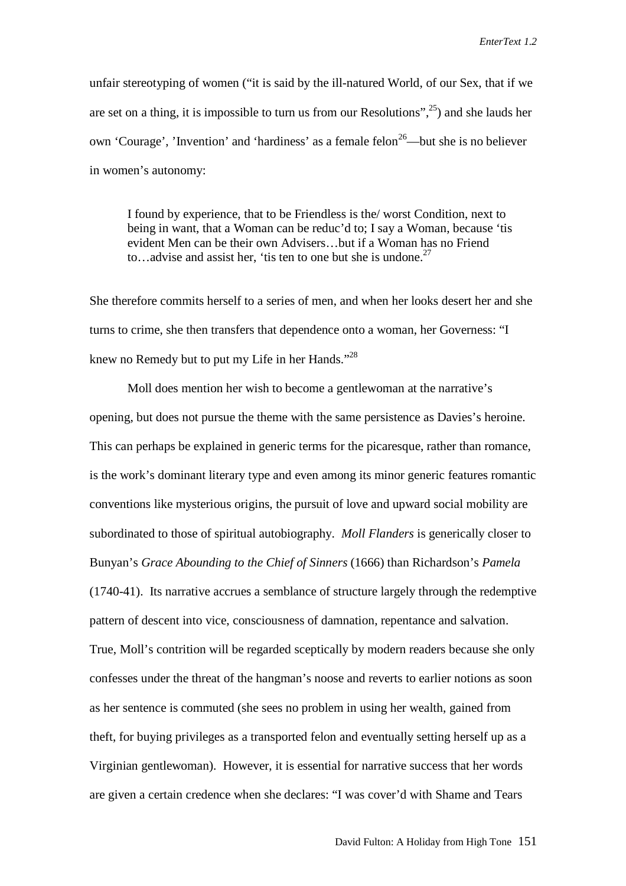unfair stereotyping of women ("it is said by the ill-natured World, of our Sex, that if we are set on a thing, it is impossible to turn us from our Resolutions",[25]) and she lauds her own 'Courage', 'Invention' and 'hardiness' as a female felon[26]—but she is no believer in women's autonomy:

> I found by experience, that to be Friendless is the/ worst Condition, next to being in want, that a Woman can be reduc'd to; I say a Woman, because 'tis evident Men can be their own Advisers…but if a Woman has no Friend to…advise and assist her, 'tis ten to one but she is undone.[27]

She therefore commits herself to a series of men, and when her looks desert her and she turns to crime, she then transfers that dependence onto a woman, her Governess: "I knew no Remedy but to put my Life in her Hands."[28]

Moll does mention her wish to become a gentlewoman at the narrative's opening, but does not pursue the theme with the same persistence as Davies's heroine. This can perhaps be explained in generic terms for the picaresque, rather than romance, is the work's dominant literary type and even among its minor generic features romantic conventions like mysterious origins, the pursuit of love and upward social mobility are subordinated to those of spiritual autobiography. *Moll Flanders* is generically closer to Bunyan's *Grace Abounding to the Chief of Sinners* (1666) than Richardson's *Pamela* (1740-41). Its narrative accrues a semblance of structure largely through the redemptive pattern of descent into vice, consciousness of damnation, repentance and salvation. True, Moll's contrition will be regarded sceptically by modern readers because she only confesses under the threat of the hangman's noose and reverts to earlier notions as soon as her sentence is commuted (she sees no problem in using her wealth, gained from theft, for buying privileges as a transported felon and eventually setting herself up as a Virginian gentlewoman). However, it is essential for narrative success that her words are given a certain credence when she declares: "I was cover'd with Shame and Tears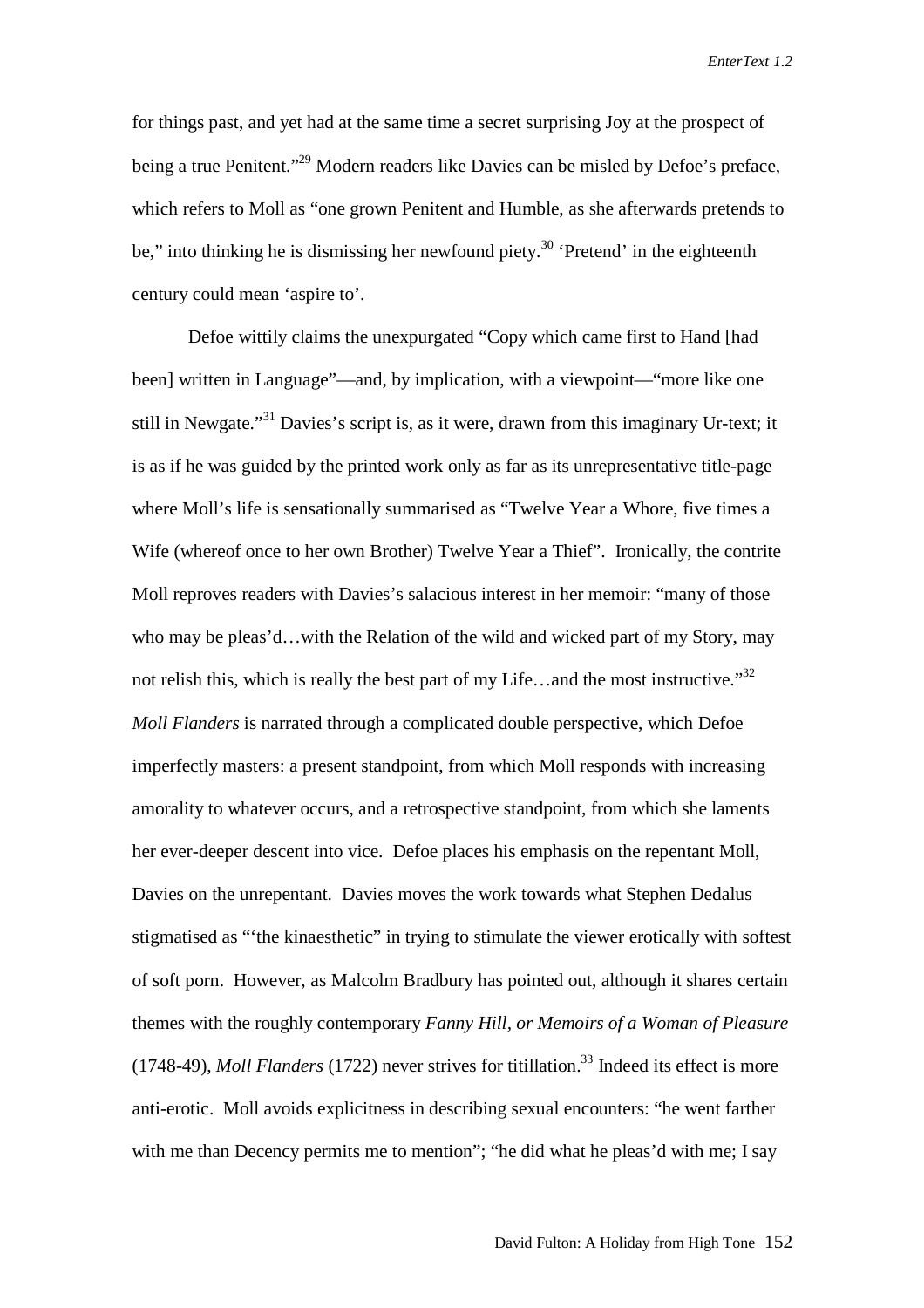for things past, and yet had at the same time a secret surprising Joy at the prospect of being a true Penitent."[29] Modern readers like Davies can be misled by Defoe's preface, which refers to Moll as "one grown Penitent and Humble, as she afterwards pretends to be," into thinking he is dismissing her newfound piety.[30] 'Pretend' in the eighteenth century could mean 'aspire to'.

Defoe wittily claims the unexpurgated "Copy which came first to Hand [had been] written in Language"—and, by implication, with a viewpoint—"more like one still in Newgate."[31] Davies's script is, as it were, drawn from this imaginary Ur-text; it is as if he was guided by the printed work only as far as its unrepresentative title-page where Moll's life is sensationally summarised as "Twelve Year a Whore, five times a Wife (whereof once to her own Brother) Twelve Year a Thief". Ironically, the contrite Moll reproves readers with Davies's salacious interest in her memoir: "many of those who may be pleas'd…with the Relation of the wild and wicked part of my Story, may not relish this, which is really the best part of my Life…and the most instructive."[32] *Moll Flanders* is narrated through a complicated double perspective, which Defoe imperfectly masters: a present standpoint, from which Moll responds with increasing amorality to whatever occurs, and a retrospective standpoint, from which she laments her ever-deeper descent into vice. Defoe places his emphasis on the repentant Moll, Davies on the unrepentant. Davies moves the work towards what Stephen Dedalus stigmatised as "'the kinaesthetic" in trying to stimulate the viewer erotically with softest of soft porn. However, as Malcolm Bradbury has pointed out, although it shares certain themes with the roughly contemporary *Fanny Hill, or Memoirs of a Woman of Pleasure* (1748-49), *Moll Flanders* (1722) never strives for titillation.[33] Indeed its effect is more anti-erotic. Moll avoids explicitness in describing sexual encounters: "he went farther with me than Decency permits me to mention"; "he did what he pleas'd with me; I say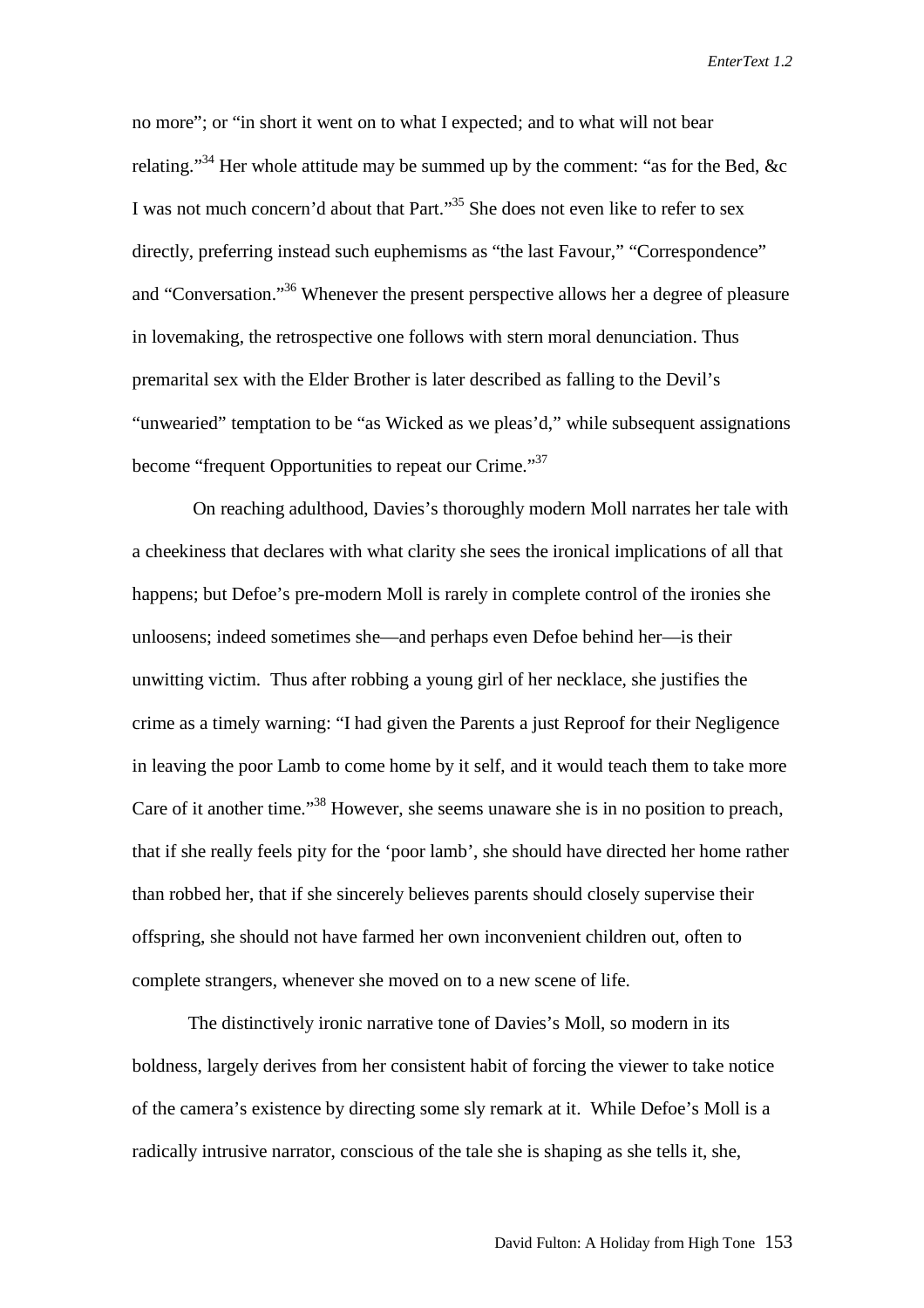no more"; or "in short it went on to what I expected; and to what will not bear relating."[34] Her whole attitude may be summed up by the comment: "as for the Bed, &c I was not much concern'd about that Part."[35] She does not even like to refer to sex directly, preferring instead such euphemisms as "the last Favour," "Correspondence" and "Conversation."[36] Whenever the present perspective allows her a degree of pleasure in lovemaking, the retrospective one follows with stern moral denunciation. Thus premarital sex with the Elder Brother is later described as falling to the Devil's "unwearied" temptation to be "as Wicked as we pleas'd," while subsequent assignations become "frequent Opportunities to repeat our Crime."[37]

On reaching adulthood, Davies's thoroughly modern Moll narrates her tale with a cheekiness that declares with what clarity she sees the ironical implications of all that happens; but Defoe's pre-modern Moll is rarely in complete control of the ironies she unloosens; indeed sometimes she—and perhaps even Defoe behind her—is their unwitting victim. Thus after robbing a young girl of her necklace, she justifies the crime as a timely warning: "I had given the Parents a just Reproof for their Negligence in leaving the poor Lamb to come home by it self, and it would teach them to take more Care of it another time."[38] However, she seems unaware she is in no position to preach, that if she really feels pity for the 'poor lamb', she should have directed her home rather than robbed her, that if she sincerely believes parents should closely supervise their offspring, she should not have farmed her own inconvenient children out, often to complete strangers, whenever she moved on to a new scene of life.

The distinctively ironic narrative tone of Davies's Moll, so modern in its boldness, largely derives from her consistent habit of forcing the viewer to take notice of the camera's existence by directing some sly remark at it. While Defoe's Moll is a radically intrusive narrator, conscious of the tale she is shaping as she tells it, she,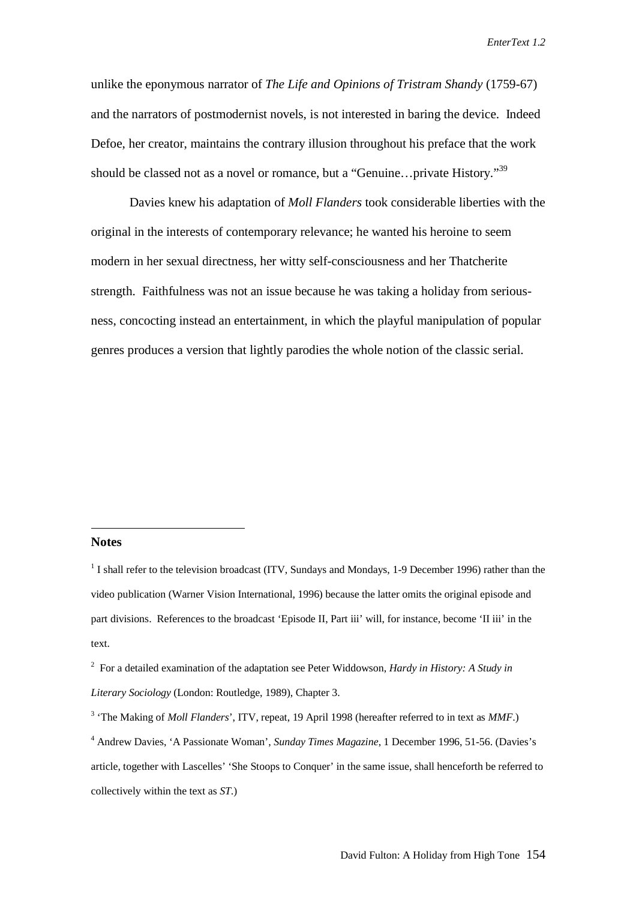unlike the eponymous narrator of *The Life and Opinions of Tristram Shandy* (1759-67) and the narrators of postmodernist novels, is not interested in baring the device. Indeed Defoe, her creator, maintains the contrary illusion throughout his preface that the work should be classed not as a novel or romance, but a "Genuine…private History."[39]

Davies knew his adaptation of *Moll Flanders* took considerable liberties with the original in the interests of contemporary relevance; he wanted his heroine to seem modern in her sexual directness, her witty self-consciousness and her Thatcherite strength. Faithfulness was not an issue because he was taking a holiday from seriousness, concocting instead an entertainment, in which the playful manipulation of popular genres produces a version that lightly parodies the whole notion of the classic serial.

## Notes

[1] I shall refer to the television broadcast (ITV, Sundays and Mondays, 1-9 December 1996) rather than the video publication (Warner Vision International, 1996) because the latter omits the original episode and part divisions. References to the broadcast 'Episode II, Part iii' will, for instance, become 'II iii' in the text.

[2] For a detailed examination of the adaptation see Peter Widdowson, *Hardy in History: A Study in Literary Sociology* (London: Routledge, 1989), Chapter 3.

[3] 'The Making of *Moll Flanders*', ITV, repeat, 19 April 1998 (hereafter referred to in text as *MMF*.)

[4] Andrew Davies, 'A Passionate Woman', *Sunday Times Magazine*, 1 December 1996, 51-56. (Davies's article, together with Lascelles' 'She Stoops to Conquer' in the same issue, shall henceforth be referred to collectively within the text as *ST*.)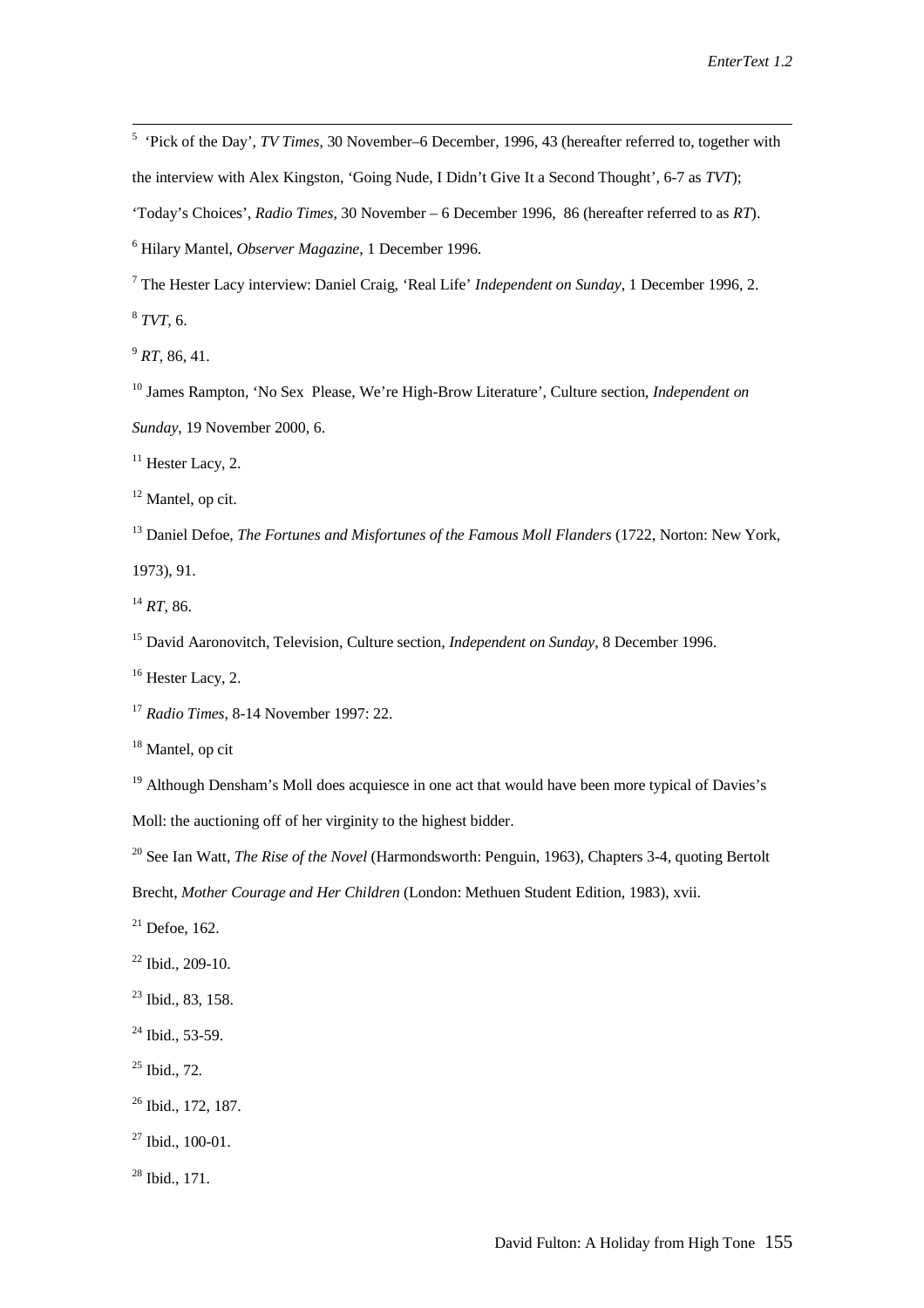[5] 'Pick of the Day', *TV Times*, 30 November–6 December, 1996, 43 (hereafter referred to, together with the interview with Alex Kingston, 'Going Nude, I Didn't Give It a Second Thought', 6-7 as *TVT*); 'Today's Choices', *Radio Times*, 30 November – 6 December 1996, 86 (hereafter referred to as *RT*).

[6] Hilary Mantel, *Observer Magazine*, 1 December 1996.

[7] The Hester Lacy interview: Daniel Craig, 'Real Life' *Independent on Sunday*, 1 December 1996, 2.

[8] *TVT*, 6.

[9] *RT*, 86, 41.

[10] James Rampton, 'No Sex Please, We're High-Brow Literature', Culture section, *Independent on Sunday*, 19 November 2000, 6.

[11] Hester Lacy, 2.

[12] Mantel, op cit.

[13] Daniel Defoe, *The Fortunes and Misfortunes of the Famous Moll Flanders* (1722, Norton: New York, 1973), 91.

[14] *RT*, 86.

[15] David Aaronovitch, Television, Culture section, *Independent on Sunday*, 8 December 1996.

[16] Hester Lacy, 2.

[17] *Radio Times*, 8-14 November 1997: 22.

[18] Mantel, op cit

[19] Although Densham's Moll does acquiesce in one act that would have been more typical of Davies's Moll: the auctioning off of her virginity to the highest bidder.

[20] See Ian Watt, *The Rise of the Novel* (Harmondsworth: Penguin, 1963), Chapters 3-4, quoting Bertolt Brecht, *Mother Courage and Her Children* (London: Methuen Student Edition, 1983), xvii.

[21] Defoe, 162.

[22] Ibid., 209-10.

[23] Ibid., 83, 158.

[24] Ibid., 53-59.

[25] Ibid., 72.

[26] Ibid., 172, 187.

[27] Ibid., 100-01.

[28] Ibid., 171.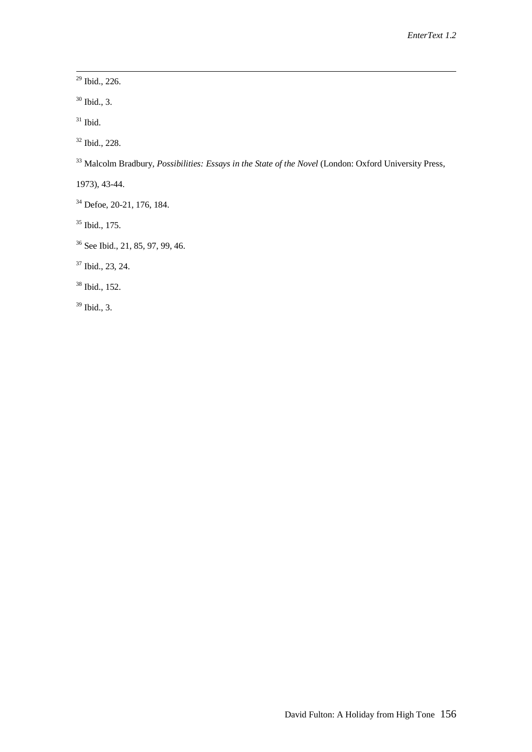[29] Ibid., 226.

[30] Ibid., 3.

[31] Ibid.

[32] Ibid., 228.

[33] Malcolm Bradbury, *Possibilities: Essays in the State of the Novel* (London: Oxford University Press, 1973), 43-44.

[34] Defoe, 20-21, 176, 184.

[35] Ibid., 175.

[36] See Ibid., 21, 85, 97, 99, 46.

[37] Ibid., 23, 24.

[38] Ibid., 152.

[39] Ibid., 3.